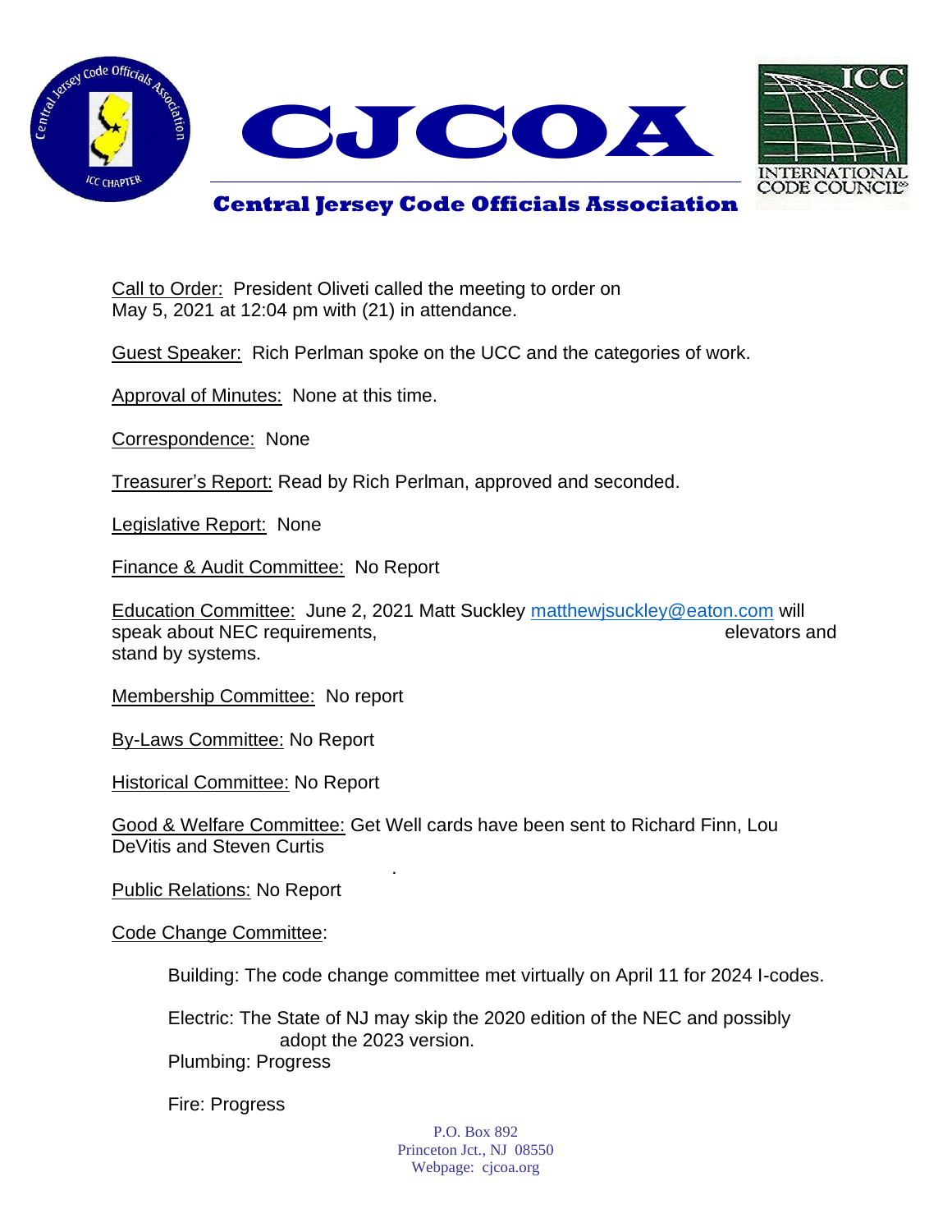# CJCOA

## Central Jersey Code Officials Association

Call to Order: President Oliveti called the meeting to order on May 5, 2021 at 12:04 pm with (21) in attendance.

Guest Speaker: Rich Perlman spoke on the UCC and the categories of work.

Approval of Minutes: None at this time.

Correspondence: None

Treasurer's Report: Read by Rich Perlman, approved and seconded.

Legislative Report: None

Finance & Audit Committee: No Report

Education Committee: June 2, 2021 Matt Suckley matthewjsuckley@eaton.com will speak about NEC requirements, elevators and stand by systems.

Membership Committee: No report

By-Laws Committee: No Report

Historical Committee: No Report

Good & Welfare Committee: Get Well cards have been sent to Richard Finn, Lou DeVitis and Steven Curtis

Public Relations: No Report

Code Change Committee:

Building: The code change committee met virtually on April 11 for 2024 I-codes.

Electric: The State of NJ may skip the 2020 edition of the NEC and possibly adopt the 2023 version.

Plumbing: Progress

Fire: Progress

P.O. Box 892
Princeton Jct., NJ 08550
Webpage: cjcoa.org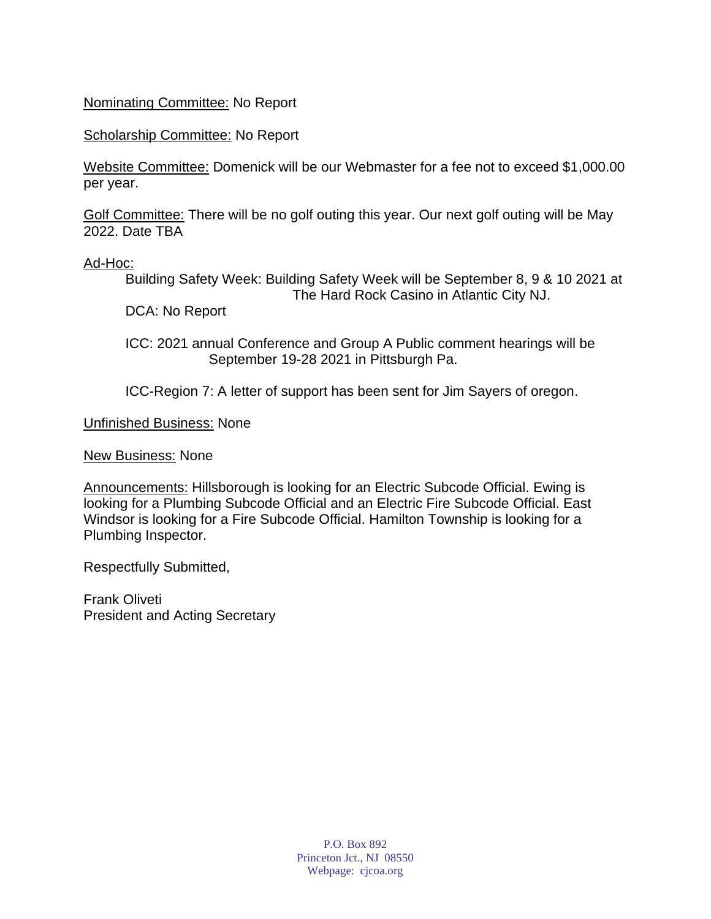Nominating Committee: No Report

Scholarship Committee: No Report

Website Committee: Domenick will be our Webmaster for a fee not to exceed $1,000.00 per year.

Golf Committee: There will be no golf outing this year. Our next golf outing will be May 2022. Date TBA

Ad-Hoc:

Building Safety Week: Building Safety Week will be September 8, 9 & 10 2021 at The Hard Rock Casino in Atlantic City NJ.

DCA: No Report

ICC: 2021 annual Conference and Group A Public comment hearings will be September 19-28 2021 in Pittsburgh Pa.

ICC-Region 7: A letter of support has been sent for Jim Sayers of oregon.

Unfinished Business: None

New Business: None

Announcements: Hillsborough is looking for an Electric Subcode Official. Ewing is looking for a Plumbing Subcode Official and an Electric Fire Subcode Official. East Windsor is looking for a Fire Subcode Official. Hamilton Township is looking for a Plumbing Inspector.

Respectfully Submitted,

Frank Oliveti
President and Acting Secretary

P.O. Box 892
Princeton Jct., NJ 08550
Webpage: cjcoa.org